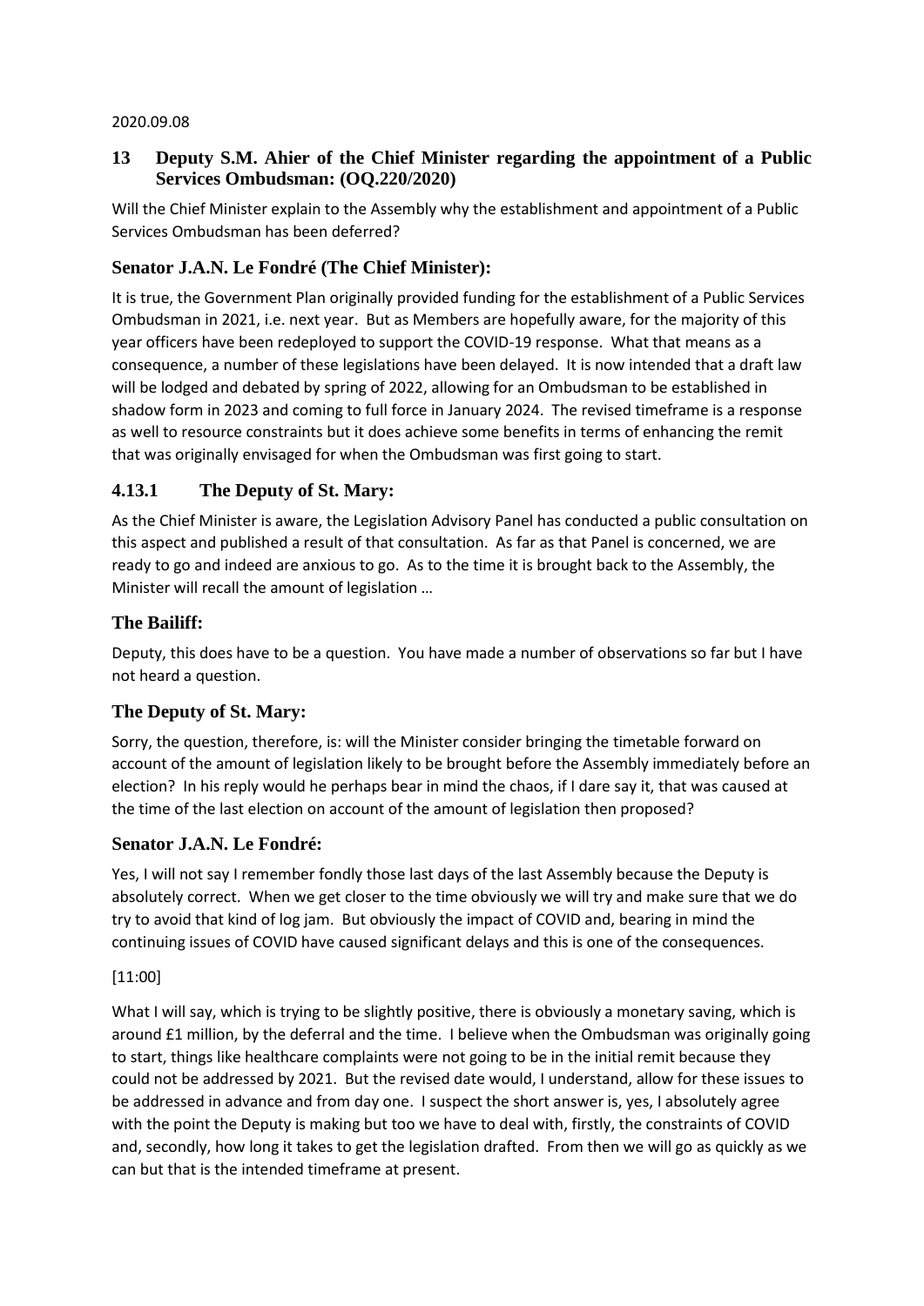2020.09.08

## 13 Deputy S.M. Ahier of the Chief Minister regarding the appointment of a Public Services Ombudsman: (OQ.220/2020)

Will the Chief Minister explain to the Assembly why the establishment and appointment of a Public Services Ombudsman has been deferred?

### Senator J.A.N. Le Fondré (The Chief Minister):

It is true, the Government Plan originally provided funding for the establishment of a Public Services Ombudsman in 2021, i.e. next year. But as Members are hopefully aware, for the majority of this year officers have been redeployed to support the COVID-19 response. What that means as a consequence, a number of these legislations have been delayed. It is now intended that a draft law will be lodged and debated by spring of 2022, allowing for an Ombudsman to be established in shadow form in 2023 and coming to full force in January 2024. The revised timeframe is a response as well to resource constraints but it does achieve some benefits in terms of enhancing the remit that was originally envisaged for when the Ombudsman was first going to start.

### 4.13.1 The Deputy of St. Mary:

As the Chief Minister is aware, the Legislation Advisory Panel has conducted a public consultation on this aspect and published a result of that consultation. As far as that Panel is concerned, we are ready to go and indeed are anxious to go. As to the time it is brought back to the Assembly, the Minister will recall the amount of legislation …

### The Bailiff:

Deputy, this does have to be a question. You have made a number of observations so far but I have not heard a question.

### The Deputy of St. Mary:

Sorry, the question, therefore, is: will the Minister consider bringing the timetable forward on account of the amount of legislation likely to be brought before the Assembly immediately before an election? In his reply would he perhaps bear in mind the chaos, if I dare say it, that was caused at the time of the last election on account of the amount of legislation then proposed?

### Senator J.A.N. Le Fondré:

Yes, I will not say I remember fondly those last days of the last Assembly because the Deputy is absolutely correct. When we get closer to the time obviously we will try and make sure that we do try to avoid that kind of log jam. But obviously the impact of COVID and, bearing in mind the continuing issues of COVID have caused significant delays and this is one of the consequences.

[11:00]

What I will say, which is trying to be slightly positive, there is obviously a monetary saving, which is around £1 million, by the deferral and the time. I believe when the Ombudsman was originally going to start, things like healthcare complaints were not going to be in the initial remit because they could not be addressed by 2021. But the revised date would, I understand, allow for these issues to be addressed in advance and from day one. I suspect the short answer is, yes, I absolutely agree with the point the Deputy is making but too we have to deal with, firstly, the constraints of COVID and, secondly, how long it takes to get the legislation drafted. From then we will go as quickly as we can but that is the intended timeframe at present.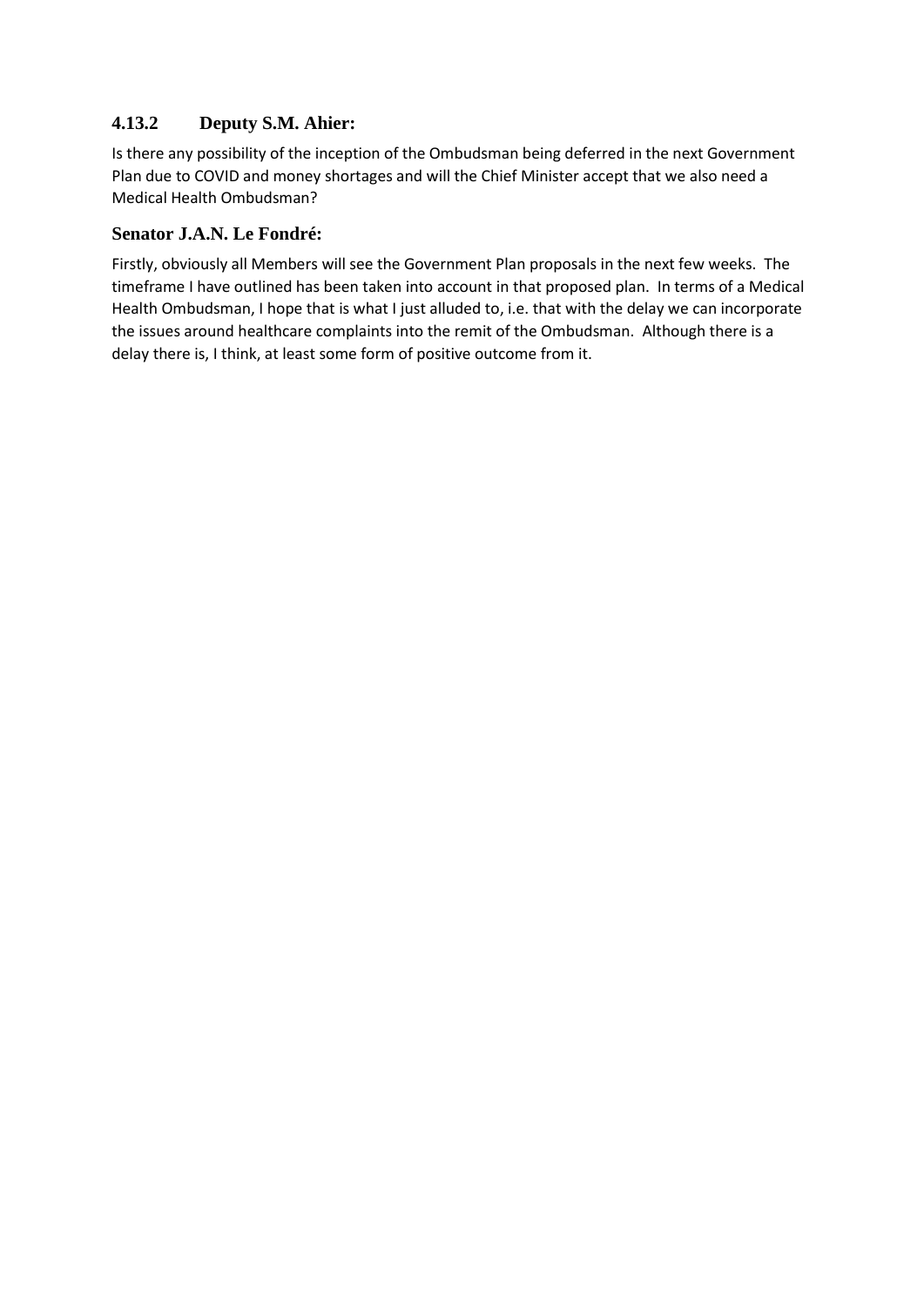### 4.13.2 Deputy S.M. Ahier:

Is there any possibility of the inception of the Ombudsman being deferred in the next Government Plan due to COVID and money shortages and will the Chief Minister accept that we also need a Medical Health Ombudsman?

### Senator J.A.N. Le Fondré:

Firstly, obviously all Members will see the Government Plan proposals in the next few weeks. The timeframe I have outlined has been taken into account in that proposed plan. In terms of a Medical Health Ombudsman, I hope that is what I just alluded to, i.e. that with the delay we can incorporate the issues around healthcare complaints into the remit of the Ombudsman. Although there is a delay there is, I think, at least some form of positive outcome from it.